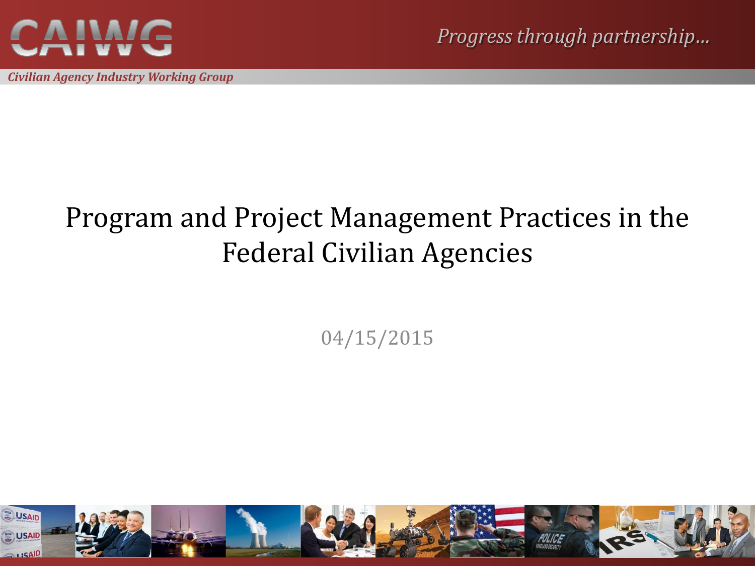CAIWG

*Progress through partnership...*

***Civilian Agency Industry Working Group***

# Program and Project Management Practices in the Federal Civilian Agencies

04/15/2015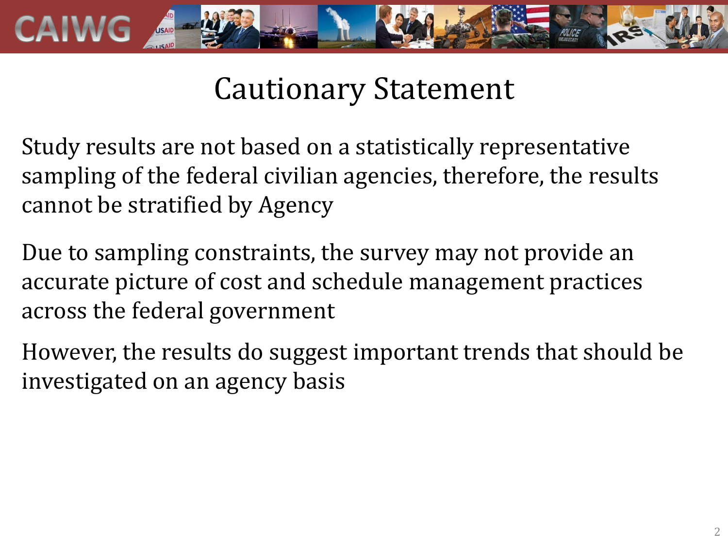# Cautionary Statement

Study results are not based on a statistically representative sampling of the federal civilian agencies, therefore, the results cannot be stratified by Agency

Due to sampling constraints, the survey may not provide an accurate picture of cost and schedule management practices across the federal government

However, the results do suggest important trends that should be investigated on an agency basis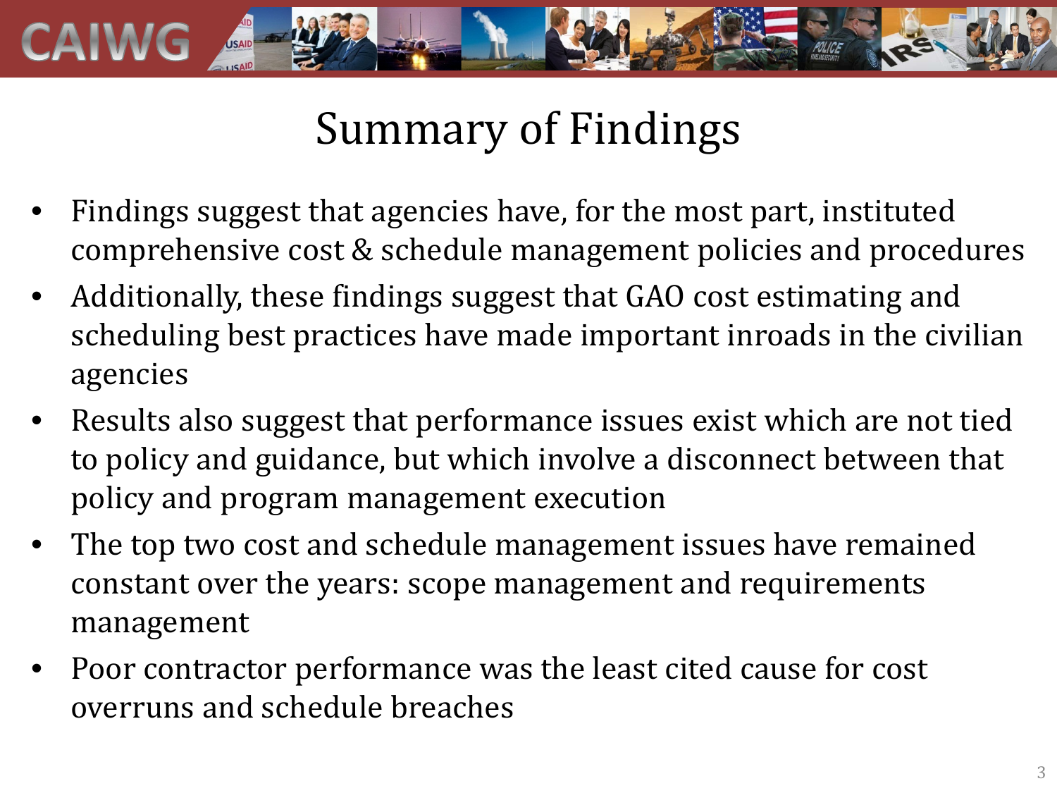# Summary of Findings

- Findings suggest that agencies have, for the most part, instituted comprehensive cost & schedule management policies and procedures
- Additionally, these findings suggest that GAO cost estimating and scheduling best practices have made important inroads in the civilian agencies
- Results also suggest that performance issues exist which are not tied to policy and guidance, but which involve a disconnect between that policy and program management execution
- The top two cost and schedule management issues have remained constant over the years: scope management and requirements management
- Poor contractor performance was the least cited cause for cost overruns and schedule breaches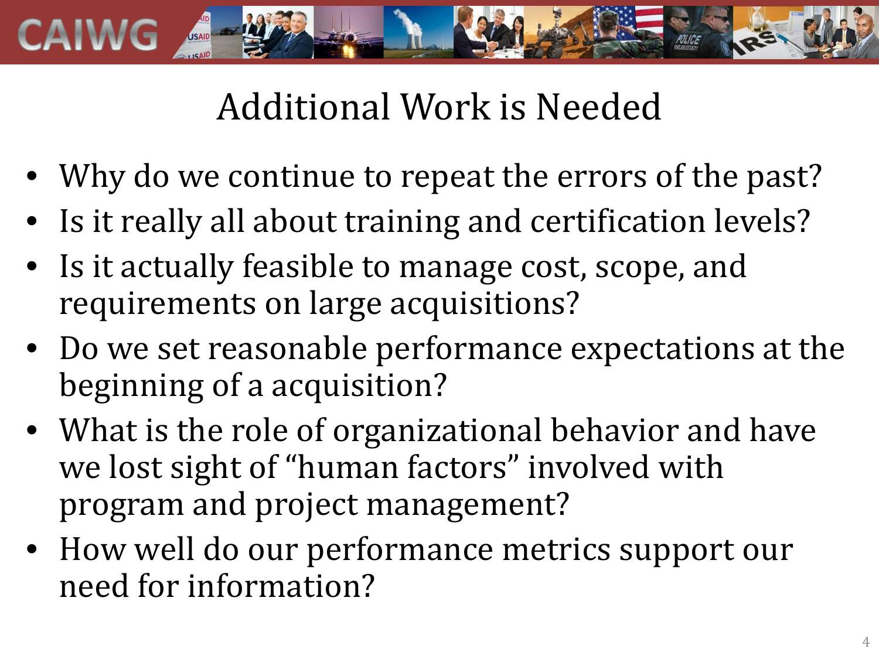# Additional Work is Needed

- Why do we continue to repeat the errors of the past?
- Is it really all about training and certification levels?
- Is it actually feasible to manage cost, scope, and requirements on large acquisitions?
- Do we set reasonable performance expectations at the beginning of a acquisition?
- What is the role of organizational behavior and have we lost sight of "human factors" involved with program and project management?
- How well do our performance metrics support our need for information?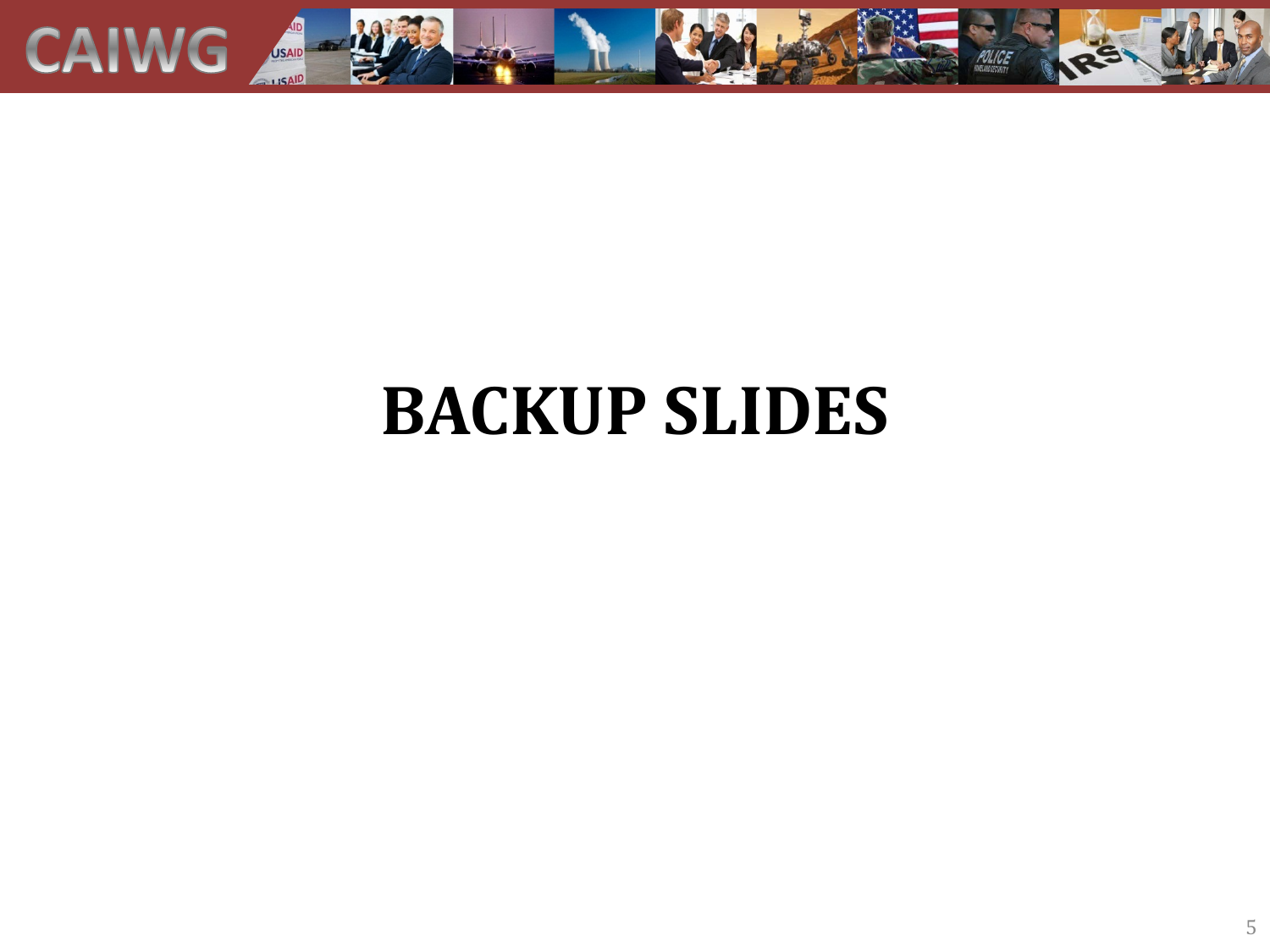# BACKUP SLIDES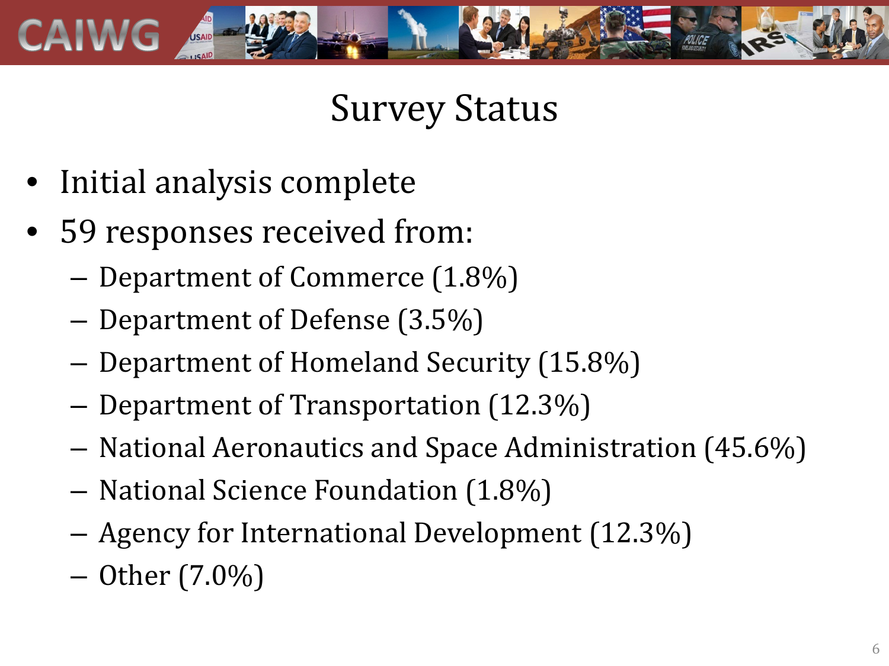# Survey Status

- Initial analysis complete
- 59 responses received from:
  - Department of Commerce (1.8%)
  - Department of Defense (3.5%)
  - Department of Homeland Security (15.8%)
  - Department of Transportation (12.3%)
  - National Aeronautics and Space Administration (45.6%)
  - National Science Foundation (1.8%)
  - Agency for International Development (12.3%)
  - Other (7.0%)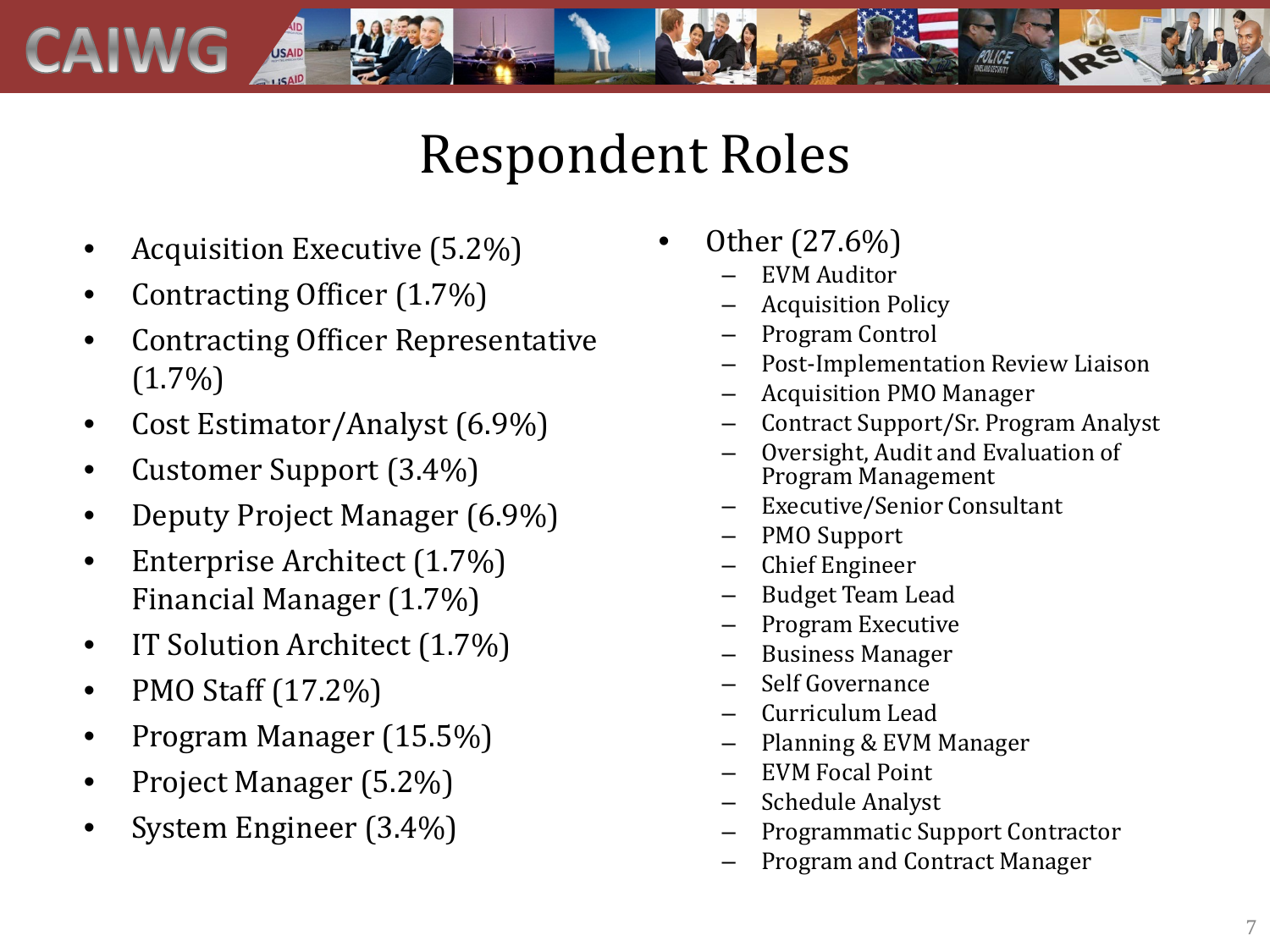# Respondent Roles

- Acquisition Executive (5.2%)
- Contracting Officer (1.7%)
- Contracting Officer Representative (1.7%)
- Cost Estimator/Analyst (6.9%)
- Customer Support (3.4%)
- Deputy Project Manager (6.9%)
- Enterprise Architect (1.7%)
  Financial Manager (1.7%)
- IT Solution Architect (1.7%)
- PMO Staff (17.2%)
- Program Manager (15.5%)
- Project Manager (5.2%)
- System Engineer (3.4%)
- Other (27.6%)
  - EVM Auditor
  - Acquisition Policy
  - Program Control
  - Post-Implementation Review Liaison
  - Acquisition PMO Manager
  - Contract Support/Sr. Program Analyst
  - Oversight, Audit and Evaluation of Program Management
  - Executive/Senior Consultant
  - PMO Support
  - Chief Engineer
  - Budget Team Lead
  - Program Executive
  - Business Manager
  - Self Governance
  - Curriculum Lead
  - Planning & EVM Manager
  - EVM Focal Point
  - Schedule Analyst
  - Programmatic Support Contractor
  - Program and Contract Manager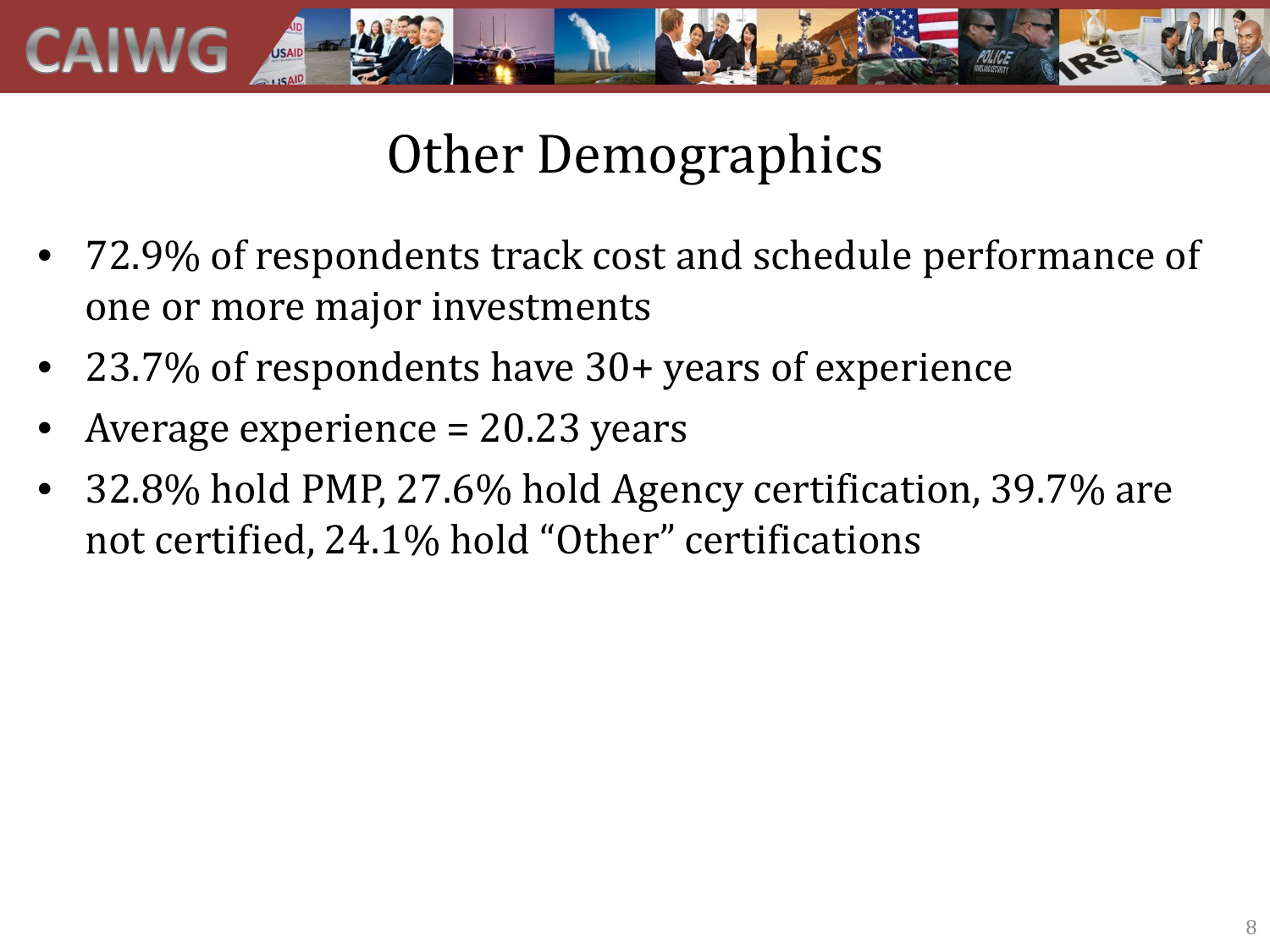# Other Demographics

- 72.9% of respondents track cost and schedule performance of one or more major investments
- 23.7% of respondents have 30+ years of experience
- Average experience = 20.23 years
- 32.8% hold PMP, 27.6% hold Agency certification, 39.7% are not certified, 24.1% hold "Other" certifications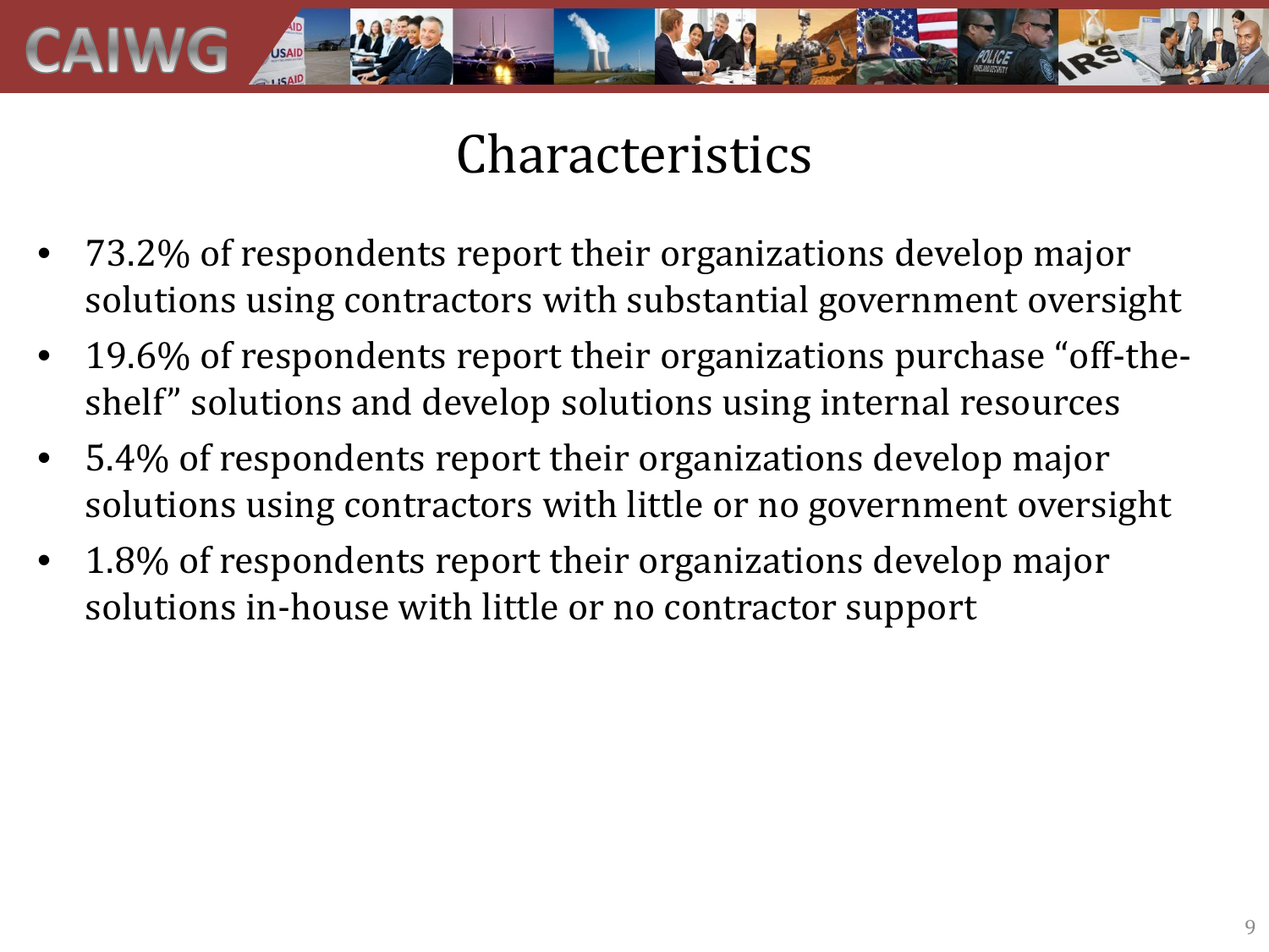# Characteristics

- 73.2% of respondents report their organizations develop major solutions using contractors with substantial government oversight
- 19.6% of respondents report their organizations purchase "off-the-shelf" solutions and develop solutions using internal resources
- 5.4% of respondents report their organizations develop major solutions using contractors with little or no government oversight
- 1.8% of respondents report their organizations develop major solutions in-house with little or no contractor support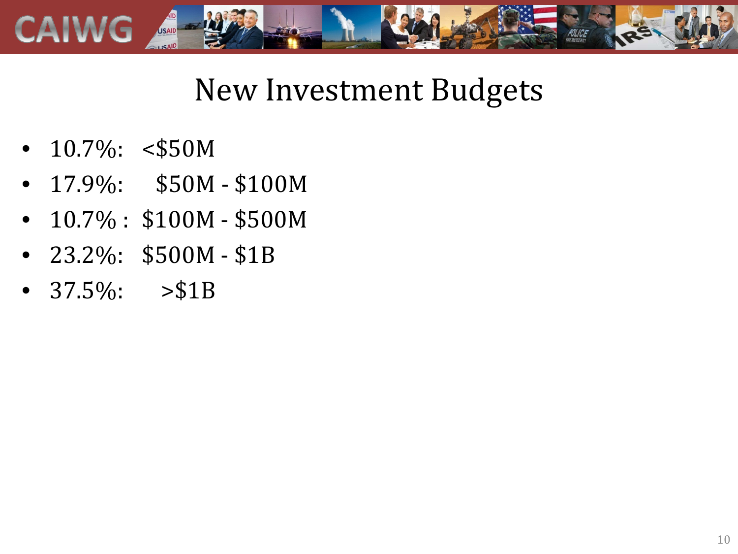# New Investment Budgets

- 10.7%: <$50M
- 17.9%: $50M - $100M
- 10.7% : $100M - $500M
- 23.2%: $500M - $1B
- 37.5%: >$1B